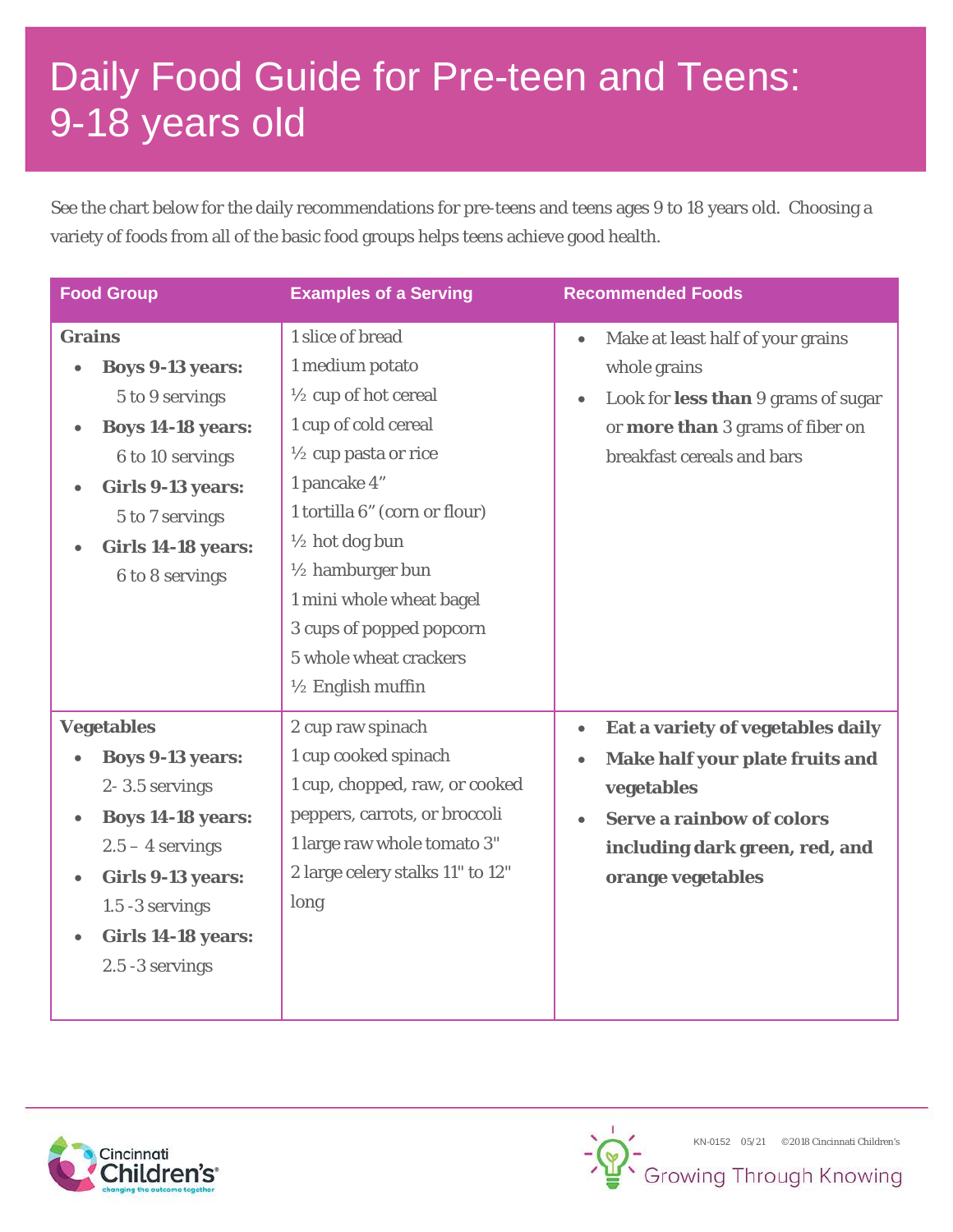# Daily Food Guide for Pre-teen and Teens: 9-18 years old

See the chart below for the daily recommendations for pre-teens and teens ages 9 to 18 years old. Choosing a variety of foods from all of the basic food groups helps teens achieve good health.

| Food Group | Examples of a Serving | Recommended Foods |
|---|---|---|
| **Grains**<br>• **Boys 9-13 years:** 5 to 9 servings<br>• **Boys 14-18 years:** 6 to 10 servings<br>• **Girls 9-13 years:** 5 to 7 servings<br>• **Girls 14-18 years:** 6 to 8 servings | 1 slice of bread<br>1 medium potato<br>½ cup of hot cereal<br>1 cup of cold cereal<br>½ cup pasta or rice<br>1 pancake 4"<br>1 tortilla 6" (corn or flour)<br>½ hot dog bun<br>½ hamburger bun<br>1 mini whole wheat bagel<br>3 cups of popped popcorn<br>5 whole wheat crackers<br>½ English muffin | • Make at least half of your grains whole grains<br>• Look for **less than** 9 grams of sugar or **more than** 3 grams of fiber on breakfast cereals and bars |
| **Vegetables**<br>• **Boys 9-13 years:** 2- 3.5 servings<br>• **Boys 14-18 years:** 2.5 – 4 servings<br>• **Girls 9-13 years:** 1.5 -3 servings<br>• **Girls 14-18 years:** 2.5 -3 servings | 2 cup raw spinach<br>1 cup cooked spinach<br>1 cup, chopped, raw, or cooked peppers, carrots, or broccoli<br>1 large raw whole tomato 3"<br>2 large celery stalks 11" to 12" long | • **Eat a variety of vegetables daily**<br>• **Make half your plate fruits and vegetables**<br>• **Serve a rainbow of colors including dark green, red, and orange vegetables** |

KN-0152 05/21 ©2018 Cincinnati Children's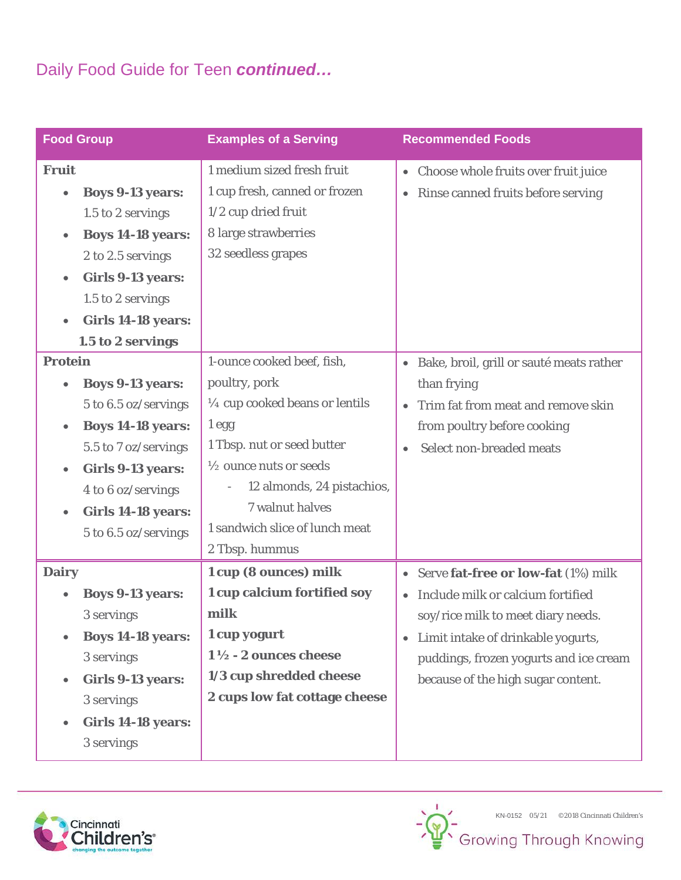## Daily Food Guide for Teen ***continued…***

| Food Group | Examples of a Serving | Recommended Foods |
|---|---|---|
| **Fruit**<br>• **Boys 9-13 years:** 1.5 to 2 servings<br>• **Boys 14-18 years:** 2 to 2.5 servings<br>• **Girls 9-13 years:** 1.5 to 2 servings<br>• **Girls 14-18 years:** **1.5 to 2 servings** | 1 medium sized fresh fruit<br>1 cup fresh, canned or frozen<br>1/2 cup dried fruit<br>8 large strawberries<br>32 seedless grapes | • Choose whole fruits over fruit juice<br>• Rinse canned fruits before serving |
| **Protein**<br>• **Boys 9-13 years:** 5 to 6.5 oz/servings<br>• **Boys 14-18 years:** 5.5 to 7 oz/servings<br>• **Girls 9-13 years:** 4 to 6 oz/servings<br>• **Girls 14-18 years:** 5 to 6.5 oz/servings | 1-ounce cooked beef, fish, poultry, pork<br>¼ cup cooked beans or lentils<br>1 egg<br>1 Tbsp. nut or seed butter<br>½ ounce nuts or seeds<br>- 12 almonds, 24 pistachios, 7 walnut halves<br>1 sandwich slice of lunch meat<br>2 Tbsp. hummus | • Bake, broil, grill or sauté meats rather than frying<br>• Trim fat from meat and remove skin from poultry before cooking<br>• Select non-breaded meats |
| **Dairy**<br>• **Boys 9-13 years:** 3 servings<br>• **Boys 14-18 years:** 3 servings<br>• **Girls 9-13 years:** 3 servings<br>• **Girls 14-18 years:** 3 servings | **1 cup (8 ounces) milk**<br>**1 cup calcium fortified soy milk**<br>**1 cup yogurt**<br>**1 ½ - 2 ounces cheese**<br>**1/3 cup shredded cheese**<br>**2 cups low fat cottage cheese** | • Serve **fat-free or low-fat** (1%) milk<br>• Include milk or calcium fortified soy/rice milk to meet diary needs.<br>• Limit intake of drinkable yogurts, puddings, frozen yogurts and ice cream because of the high sugar content. |

KN-0152 05/21 ©2018 Cincinnati Children's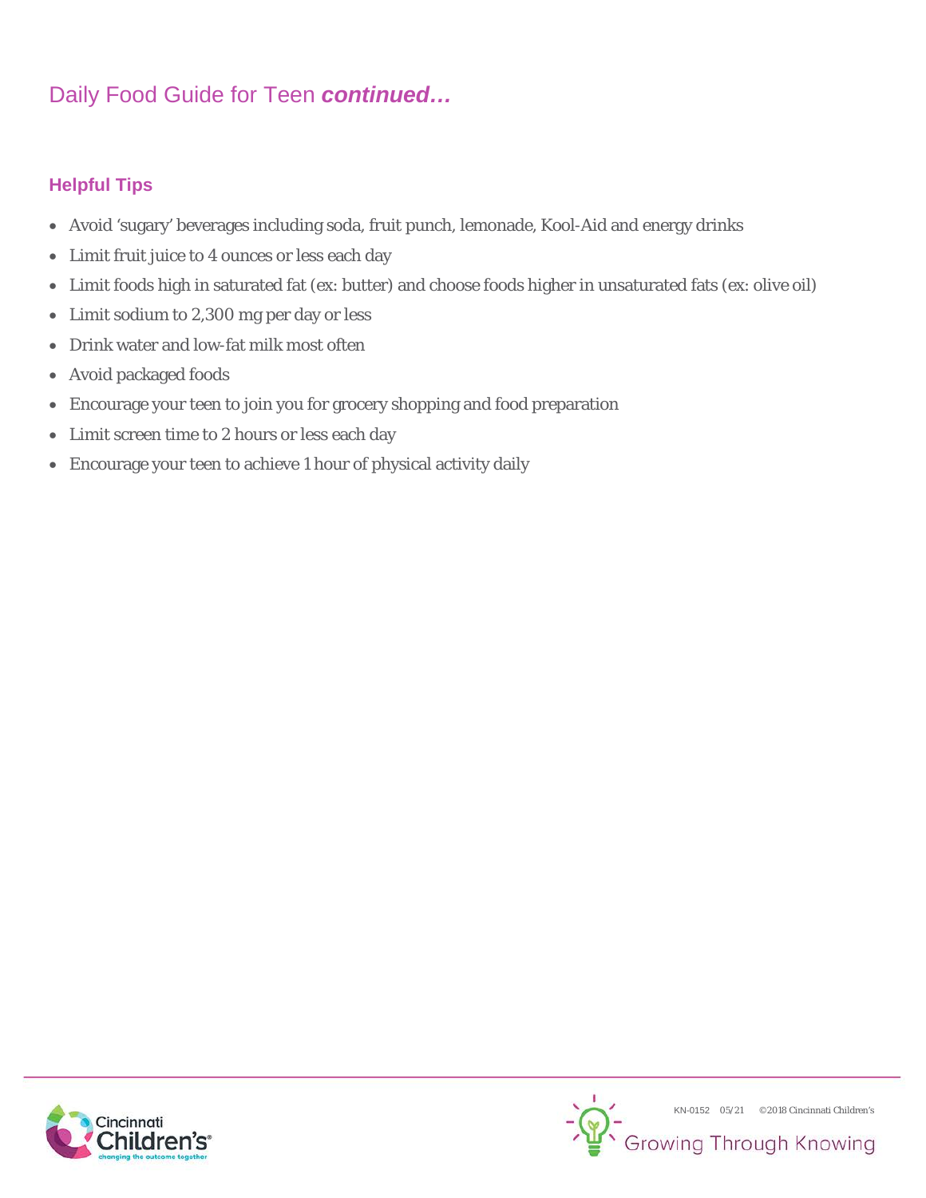# Daily Food Guide for Teen ***continued…***

## Helpful Tips

- Avoid 'sugary' beverages including soda, fruit punch, lemonade, Kool-Aid and energy drinks
- Limit fruit juice to 4 ounces or less each day
- Limit foods high in saturated fat (ex: butter) and choose foods higher in unsaturated fats (ex: olive oil)
- Limit sodium to 2,300 mg per day or less
- Drink water and low-fat milk most often
- Avoid packaged foods
- Encourage your teen to join you for grocery shopping and food preparation
- Limit screen time to 2 hours or less each day
- Encourage your teen to achieve 1 hour of physical activity daily

KN-0152 05/21 ©2018 Cincinnati Children's